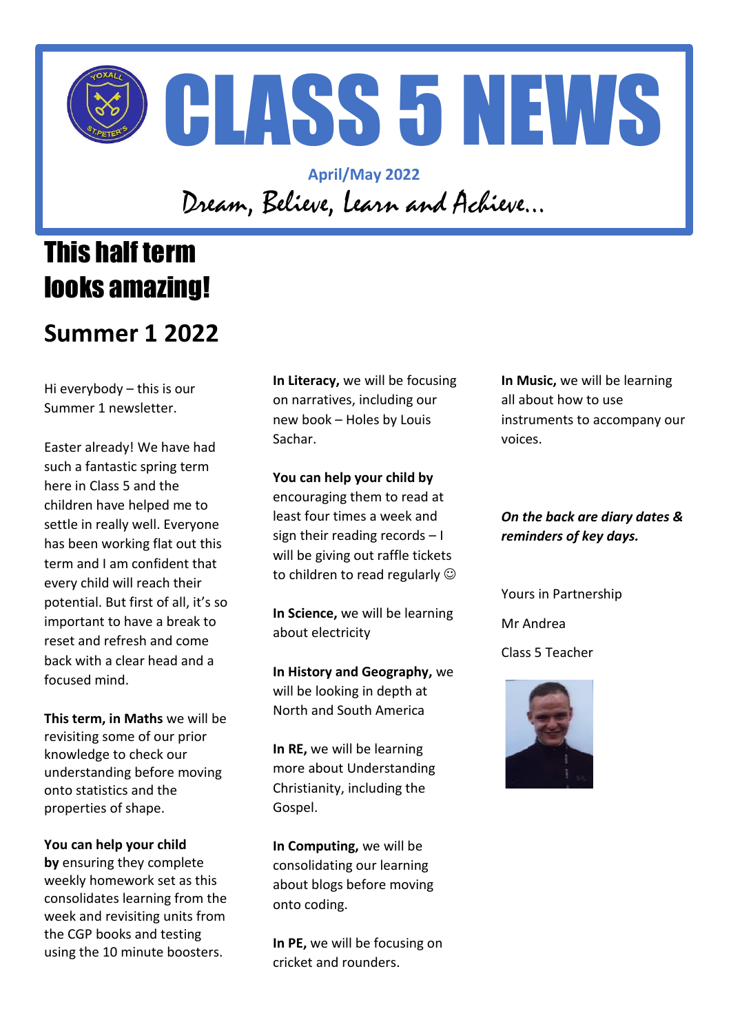# CLASS 5 NEWS

**April/May 2022**

*Dream, Believe, Learn and Achieve...*

## This half term looks amazing!

## Summer 1 2022

Hi everybody – this is our Summer 1 newsletter.

Easter already! We have had such a fantastic spring term here in Class 5 and the children have helped me to settle in really well. Everyone has been working flat out this term and I am confident that every child will reach their potential. But first of all, it's so important to have a break to reset and refresh and come back with a clear head and a focused mind.

**This term, in Maths** we will be revisiting some of our prior knowledge to check our understanding before moving onto statistics and the properties of shape.

**You can help your child by** ensuring they complete weekly homework set as this consolidates learning from the week and revisiting units from the CGP books and testing using the 10 minute boosters.

**In Literacy,** we will be focusing on narratives, including our new book – Holes by Louis Sachar.

**You can help your child by** encouraging them to read at least four times a week and sign their reading records – I will be giving out raffle tickets to children to read regularly ☺

**In Science,** we will be learning about electricity

**In History and Geography,** we will be looking in depth at North and South America

**In RE,** we will be learning more about Understanding Christianity, including the Gospel.

**In Computing,** we will be consolidating our learning about blogs before moving onto coding.

**In PE,** we will be focusing on cricket and rounders.

**In Music,** we will be learning all about how to use instruments to accompany our voices.

***On the back are diary dates & reminders of key days.***

Yours in Partnership

Mr Andrea

Class 5 Teacher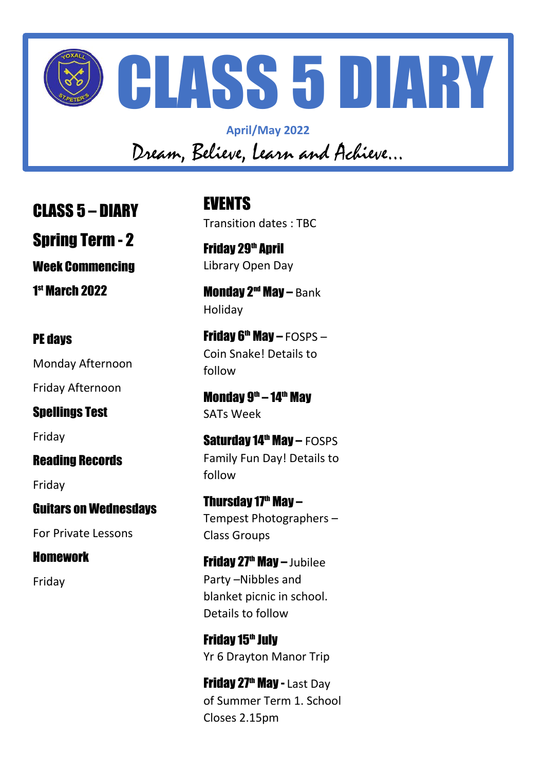# CLASS 5 DIARY

**April/May 2022**

*Dream, Believe, Learn and Achieve…*

## CLASS 5 – DIARY

## Spring Term - 2

### Week Commencing

### 1st March 2022

### PE days

Monday Afternoon

Friday Afternoon

### Spellings Test

Friday

### Reading Records

Friday

### Guitars on Wednesdays

For Private Lessons

### Homework

Friday

## EVENTS

Transition dates : TBC

**Friday 29th April**
Library Open Day

**Monday 2nd May –** Bank Holiday

**Friday 6th May –** FOSPS – Coin Snake! Details to follow

**Monday 9th – 14th May**
SATs Week

**Saturday 14th May –** FOSPS Family Fun Day! Details to follow

**Thursday 17th May –**
Tempest Photographers – Class Groups

**Friday 27th May –** Jubilee Party –Nibbles and blanket picnic in school. Details to follow

**Friday 15th July**
Yr 6 Drayton Manor Trip

**Friday 27th May -** Last Day of Summer Term 1. School Closes 2.15pm